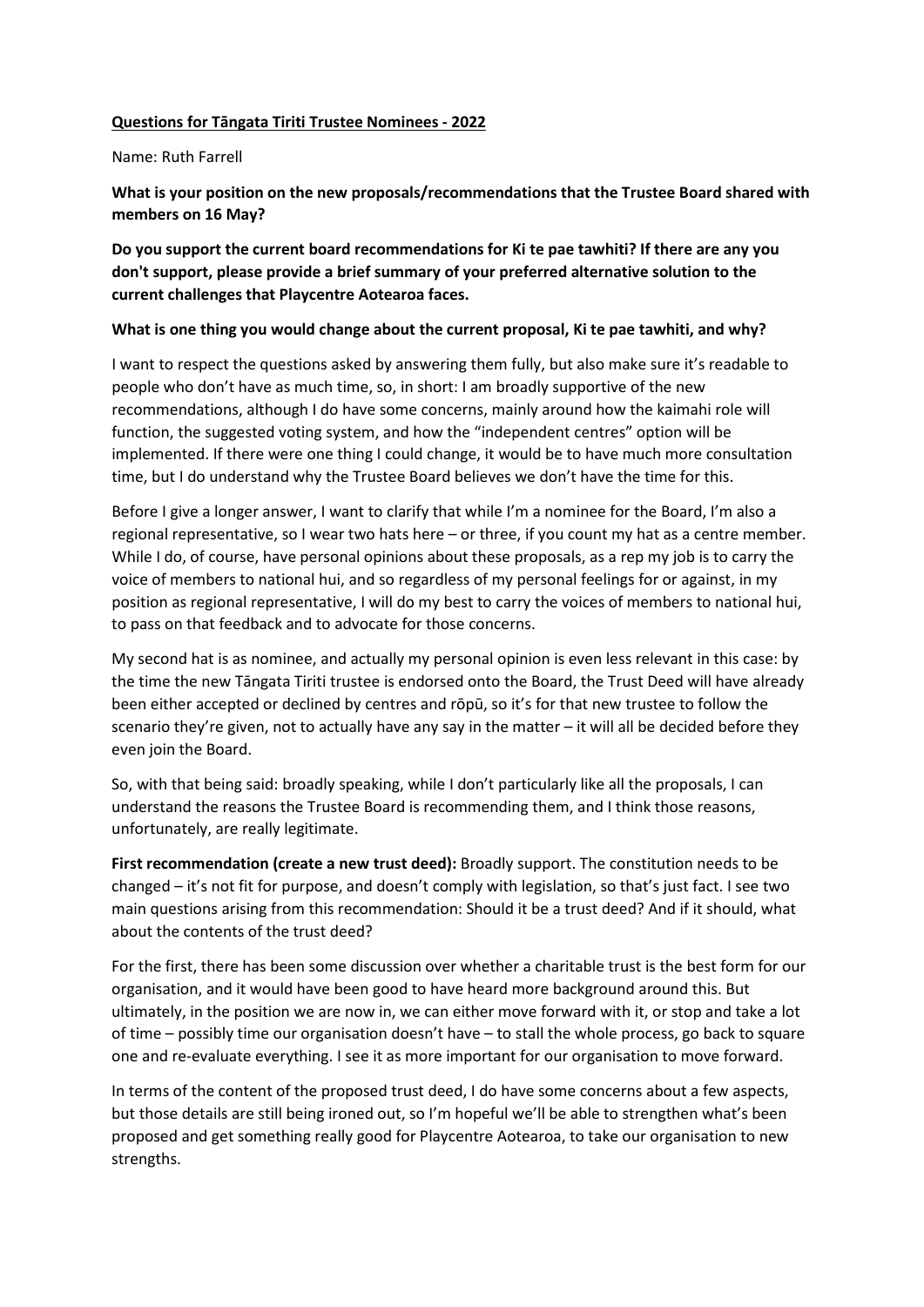**Questions for Tāngata Tiriti Trustee Nominees - 2022**

Name: Ruth Farrell

**What is your position on the new proposals/recommendations that the Trustee Board shared with members on 16 May?**

**Do you support the current board recommendations for Ki te pae tawhiti? If there are any you don't support, please provide a brief summary of your preferred alternative solution to the current challenges that Playcentre Aotearoa faces.**

**What is one thing you would change about the current proposal, Ki te pae tawhiti, and why?**

I want to respect the questions asked by answering them fully, but also make sure it's readable to people who don't have as much time, so, in short: I am broadly supportive of the new recommendations, although I do have some concerns, mainly around how the kaimahi role will function, the suggested voting system, and how the "independent centres" option will be implemented. If there were one thing I could change, it would be to have much more consultation time, but I do understand why the Trustee Board believes we don't have the time for this.

Before I give a longer answer, I want to clarify that while I'm a nominee for the Board, I'm also a regional representative, so I wear two hats here – or three, if you count my hat as a centre member. While I do, of course, have personal opinions about these proposals, as a rep my job is to carry the voice of members to national hui, and so regardless of my personal feelings for or against, in my position as regional representative, I will do my best to carry the voices of members to national hui, to pass on that feedback and to advocate for those concerns.

My second hat is as nominee, and actually my personal opinion is even less relevant in this case: by the time the new Tāngata Tiriti trustee is endorsed onto the Board, the Trust Deed will have already been either accepted or declined by centres and rōpū, so it's for that new trustee to follow the scenario they're given, not to actually have any say in the matter – it will all be decided before they even join the Board.

So, with that being said: broadly speaking, while I don't particularly like all the proposals, I can understand the reasons the Trustee Board is recommending them, and I think those reasons, unfortunately, are really legitimate.

**First recommendation (create a new trust deed):** Broadly support. The constitution needs to be changed – it's not fit for purpose, and doesn't comply with legislation, so that's just fact. I see two main questions arising from this recommendation: Should it be a trust deed? And if it should, what about the contents of the trust deed?

For the first, there has been some discussion over whether a charitable trust is the best form for our organisation, and it would have been good to have heard more background around this. But ultimately, in the position we are now in, we can either move forward with it, or stop and take a lot of time – possibly time our organisation doesn't have – to stall the whole process, go back to square one and re-evaluate everything. I see it as more important for our organisation to move forward.

In terms of the content of the proposed trust deed, I do have some concerns about a few aspects, but those details are still being ironed out, so I'm hopeful we'll be able to strengthen what's been proposed and get something really good for Playcentre Aotearoa, to take our organisation to new strengths.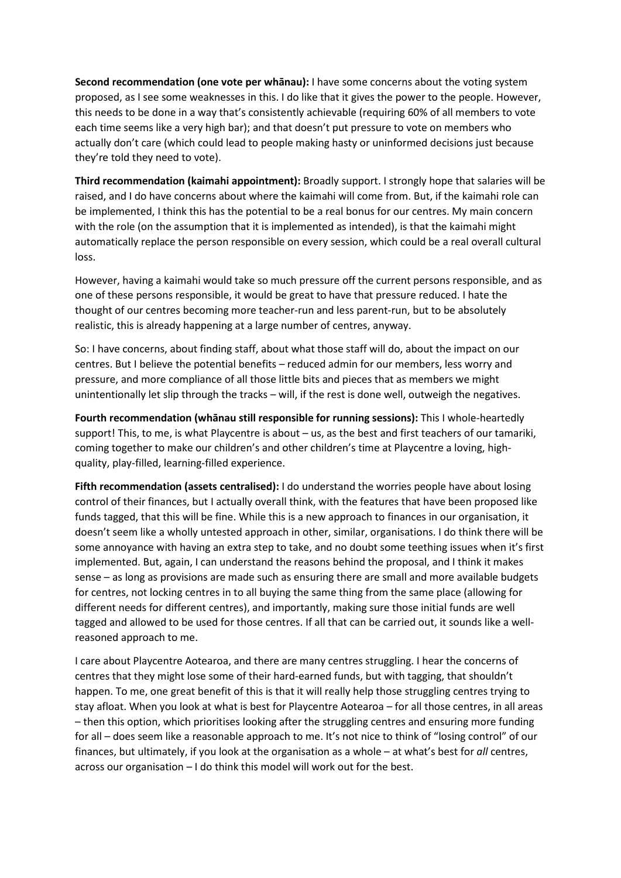**Second recommendation (one vote per whānau):** I have some concerns about the voting system proposed, as I see some weaknesses in this. I do like that it gives the power to the people. However, this needs to be done in a way that's consistently achievable (requiring 60% of all members to vote each time seems like a very high bar); and that doesn't put pressure to vote on members who actually don't care (which could lead to people making hasty or uninformed decisions just because they're told they need to vote).

**Third recommendation (kaimahi appointment):** Broadly support. I strongly hope that salaries will be raised, and I do have concerns about where the kaimahi will come from. But, if the kaimahi role can be implemented, I think this has the potential to be a real bonus for our centres. My main concern with the role (on the assumption that it is implemented as intended), is that the kaimahi might automatically replace the person responsible on every session, which could be a real overall cultural loss.

However, having a kaimahi would take so much pressure off the current persons responsible, and as one of these persons responsible, it would be great to have that pressure reduced. I hate the thought of our centres becoming more teacher-run and less parent-run, but to be absolutely realistic, this is already happening at a large number of centres, anyway.

So: I have concerns, about finding staff, about what those staff will do, about the impact on our centres. But I believe the potential benefits – reduced admin for our members, less worry and pressure, and more compliance of all those little bits and pieces that as members we might unintentionally let slip through the tracks – will, if the rest is done well, outweigh the negatives.

**Fourth recommendation (whānau still responsible for running sessions):** This I whole-heartedly support! This, to me, is what Playcentre is about – us, as the best and first teachers of our tamariki, coming together to make our children's and other children's time at Playcentre a loving, high-quality, play-filled, learning-filled experience.

**Fifth recommendation (assets centralised):** I do understand the worries people have about losing control of their finances, but I actually overall think, with the features that have been proposed like funds tagged, that this will be fine. While this is a new approach to finances in our organisation, it doesn't seem like a wholly untested approach in other, similar, organisations. I do think there will be some annoyance with having an extra step to take, and no doubt some teething issues when it's first implemented. But, again, I can understand the reasons behind the proposal, and I think it makes sense – as long as provisions are made such as ensuring there are small and more available budgets for centres, not locking centres in to all buying the same thing from the same place (allowing for different needs for different centres), and importantly, making sure those initial funds are well tagged and allowed to be used for those centres. If all that can be carried out, it sounds like a well-reasoned approach to me.

I care about Playcentre Aotearoa, and there are many centres struggling. I hear the concerns of centres that they might lose some of their hard-earned funds, but with tagging, that shouldn't happen. To me, one great benefit of this is that it will really help those struggling centres trying to stay afloat. When you look at what is best for Playcentre Aotearoa – for all those centres, in all areas – then this option, which prioritises looking after the struggling centres and ensuring more funding for all – does seem like a reasonable approach to me. It's not nice to think of "losing control" of our finances, but ultimately, if you look at the organisation as a whole – at what's best for *all* centres, across our organisation – I do think this model will work out for the best.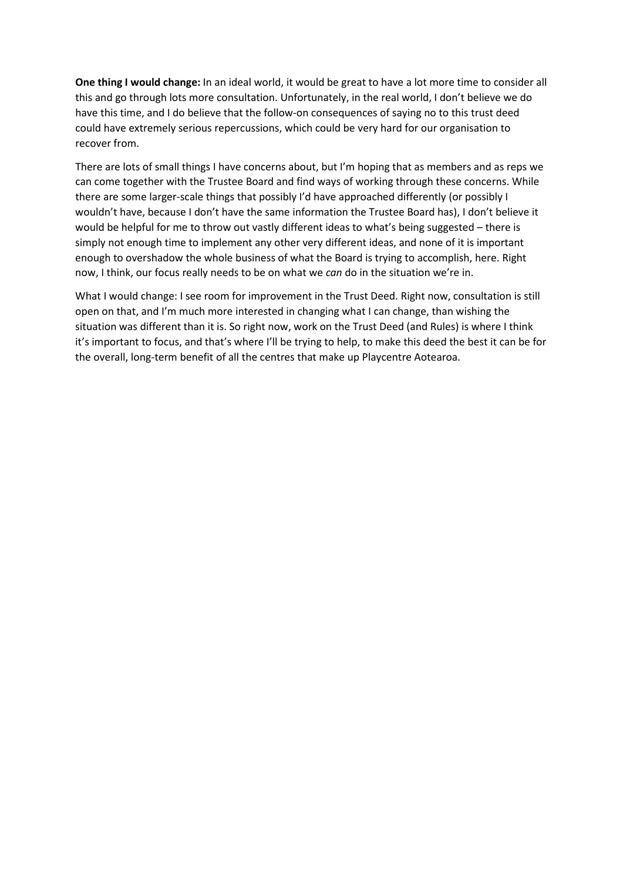**One thing I would change:** In an ideal world, it would be great to have a lot more time to consider all this and go through lots more consultation. Unfortunately, in the real world, I don't believe we do have this time, and I do believe that the follow-on consequences of saying no to this trust deed could have extremely serious repercussions, which could be very hard for our organisation to recover from.

There are lots of small things I have concerns about, but I'm hoping that as members and as reps we can come together with the Trustee Board and find ways of working through these concerns. While there are some larger-scale things that possibly I'd have approached differently (or possibly I wouldn't have, because I don't have the same information the Trustee Board has), I don't believe it would be helpful for me to throw out vastly different ideas to what's being suggested – there is simply not enough time to implement any other very different ideas, and none of it is important enough to overshadow the whole business of what the Board is trying to accomplish, here. Right now, I think, our focus really needs to be on what we *can* do in the situation we're in.

What I would change: I see room for improvement in the Trust Deed. Right now, consultation is still open on that, and I'm much more interested in changing what I can change, than wishing the situation was different than it is. So right now, work on the Trust Deed (and Rules) is where I think it's important to focus, and that's where I'll be trying to help, to make this deed the best it can be for the overall, long-term benefit of all the centres that make up Playcentre Aotearoa.